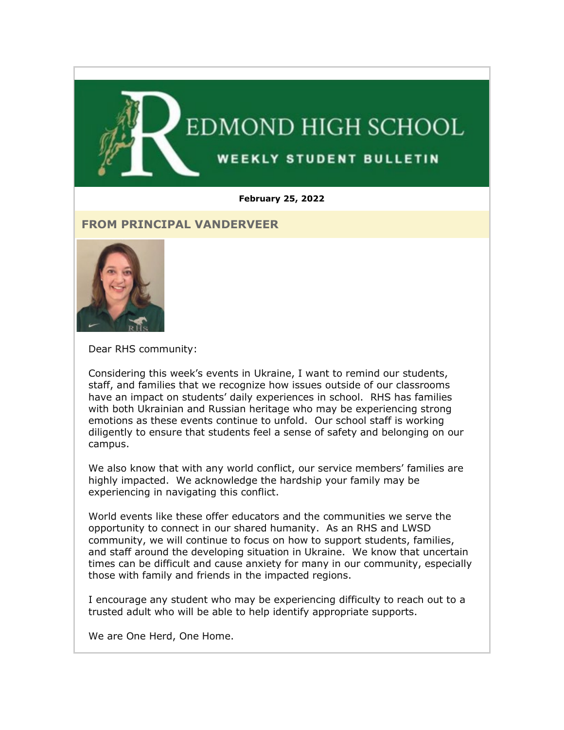# REDMOND HIGH SCHOOL

## WEEKLY STUDENT BULLETIN

**February 25, 2022**

## FROM PRINCIPAL VANDERVEER

Dear RHS community:

Considering this week's events in Ukraine, I want to remind our students, staff, and families that we recognize how issues outside of our classrooms have an impact on students' daily experiences in school. RHS has families with both Ukrainian and Russian heritage who may be experiencing strong emotions as these events continue to unfold. Our school staff is working diligently to ensure that students feel a sense of safety and belonging on our campus.

We also know that with any world conflict, our service members' families are highly impacted. We acknowledge the hardship your family may be experiencing in navigating this conflict.

World events like these offer educators and the communities we serve the opportunity to connect in our shared humanity. As an RHS and LWSD community, we will continue to focus on how to support students, families, and staff around the developing situation in Ukraine. We know that uncertain times can be difficult and cause anxiety for many in our community, especially those with family and friends in the impacted regions.

I encourage any student who may be experiencing difficulty to reach out to a trusted adult who will be able to help identify appropriate supports.

We are One Herd, One Home.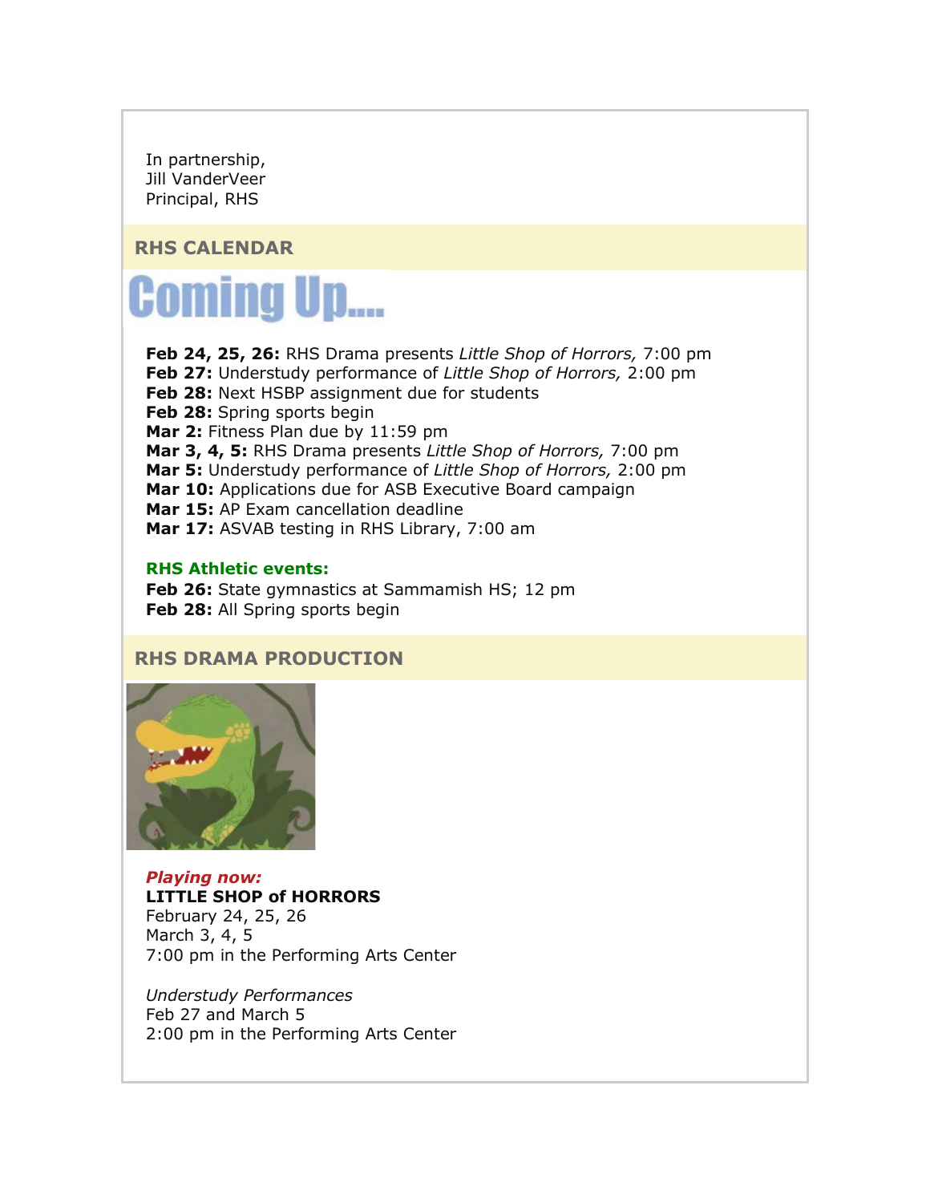In partnership,
Jill VanderVeer
Principal, RHS

## RHS CALENDAR

Coming Up....

**Feb 24, 25, 26:** RHS Drama presents *Little Shop of Horrors,* 7:00 pm
**Feb 27:** Understudy performance of *Little Shop of Horrors,* 2:00 pm
**Feb 28:** Next HSBP assignment due for students
**Feb 28:** Spring sports begin
**Mar 2:** Fitness Plan due by 11:59 pm
**Mar 3, 4, 5:** RHS Drama presents *Little Shop of Horrors,* 7:00 pm
**Mar 5:** Understudy performance of *Little Shop of Horrors,* 2:00 pm
**Mar 10:** Applications due for ASB Executive Board campaign
**Mar 15:** AP Exam cancellation deadline
**Mar 17:** ASVAB testing in RHS Library, 7:00 am

**RHS Athletic events:**
**Feb 26:** State gymnastics at Sammamish HS; 12 pm
**Feb 28:** All Spring sports begin

## RHS DRAMA PRODUCTION

***Playing now:***
**LITTLE SHOP of HORRORS**
February 24, 25, 26
March 3, 4, 5
7:00 pm in the Performing Arts Center

*Understudy Performances*
Feb 27 and March 5
2:00 pm in the Performing Arts Center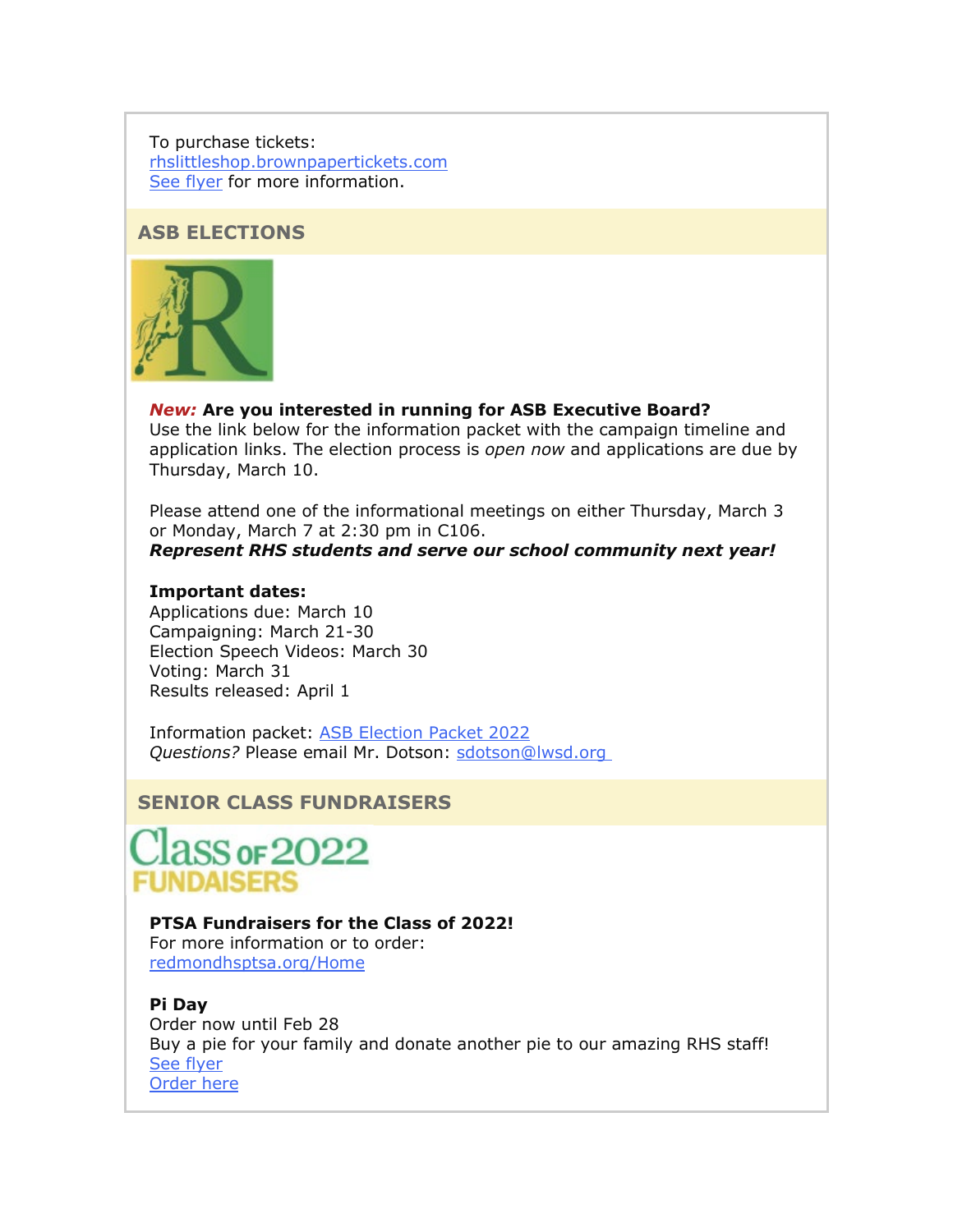To purchase tickets:
rhslittleshop.brownpapertickets.com
See flyer for more information.

## ASB ELECTIONS

***New:* Are you interested in running for ASB Executive Board?**
Use the link below for the information packet with the campaign timeline and application links. The election process is *open now* and applications are due by Thursday, March 10.

Please attend one of the informational meetings on either Thursday, March 3 or Monday, March 7 at 2:30 pm in C106.
***Represent RHS students and serve our school community next year!***

**Important dates:**
Applications due: March 10
Campaigning: March 21-30
Election Speech Videos: March 30
Voting: March 31
Results released: April 1

Information packet: ASB Election Packet 2022
*Questions?* Please email Mr. Dotson: sdotson@lwsd.org

## SENIOR CLASS FUNDRAISERS

Class of 2022
FUNDAISERS

**PTSA Fundraisers for the Class of 2022!**
For more information or to order:
redmondhsptsa.org/Home

**Pi Day**
Order now until Feb 28
Buy a pie for your family and donate another pie to our amazing RHS staff!
See flyer
Order here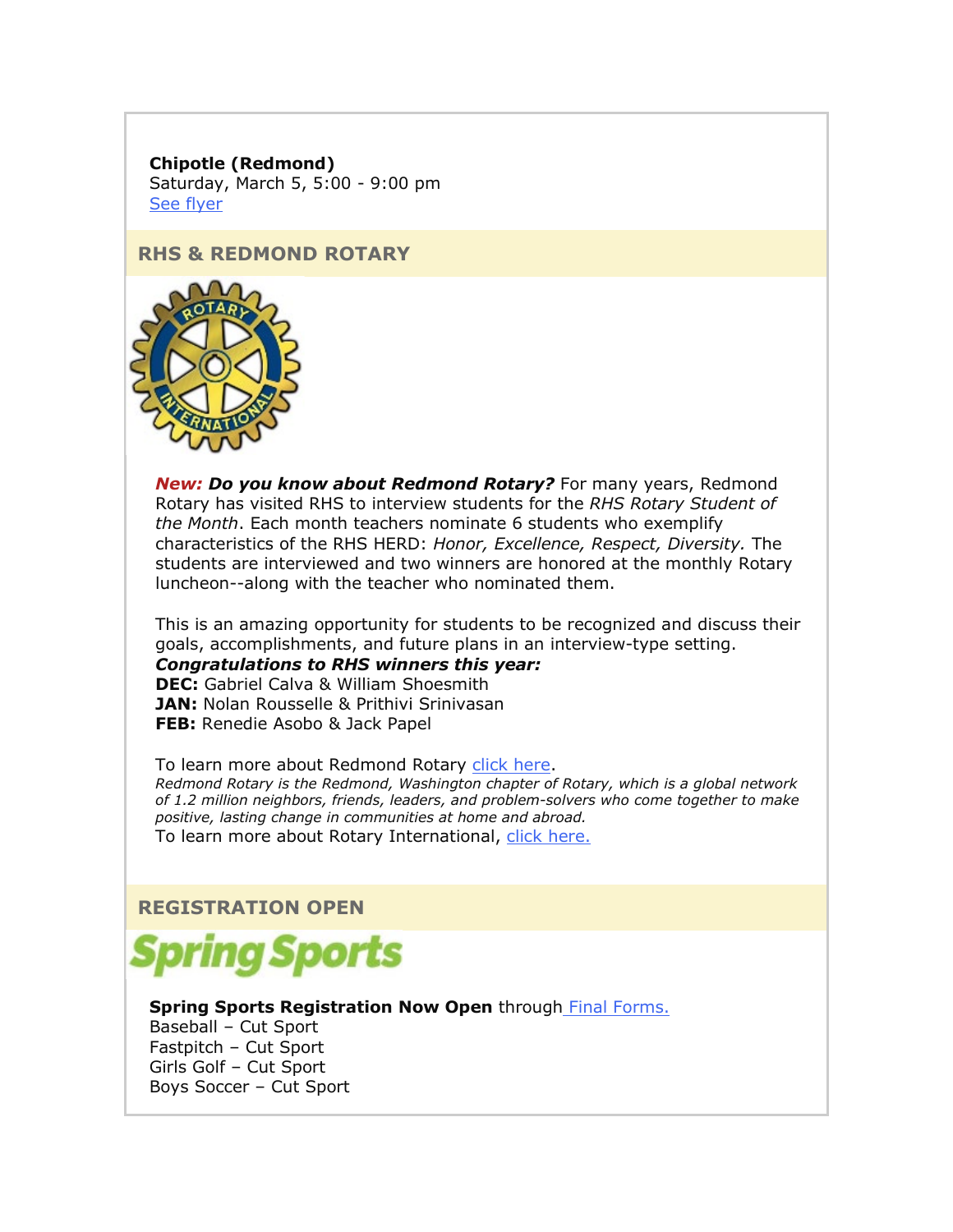**Chipotle (Redmond)**
Saturday, March 5, 5:00 - 9:00 pm
See flyer

## RHS & REDMOND ROTARY

***New:* Do you know about Redmond Rotary?** For many years, Redmond Rotary has visited RHS to interview students for the *RHS Rotary Student of the Month*. Each month teachers nominate 6 students who exemplify characteristics of the RHS HERD: *Honor, Excellence, Respect, Diversity.* The students are interviewed and two winners are honored at the monthly Rotary luncheon--along with the teacher who nominated them.

This is an amazing opportunity for students to be recognized and discuss their goals, accomplishments, and future plans in an interview-type setting.
***Congratulations to RHS winners this year:***
**DEC:** Gabriel Calva & William Shoesmith
**JAN:** Nolan Rousselle & Prithivi Srinivasan
**FEB:** Renedie Asobo & Jack Papel

To learn more about Redmond Rotary click here.
*Redmond Rotary is the Redmond, Washington chapter of Rotary, which is a global network of 1.2 million neighbors, friends, leaders, and problem-solvers who come together to make positive, lasting change in communities at home and abroad.*
To learn more about Rotary International, click here.

## REGISTRATION OPEN

Spring Sports

**Spring Sports Registration Now Open** through Final Forms.
Baseball – Cut Sport
Fastpitch – Cut Sport
Girls Golf – Cut Sport
Boys Soccer – Cut Sport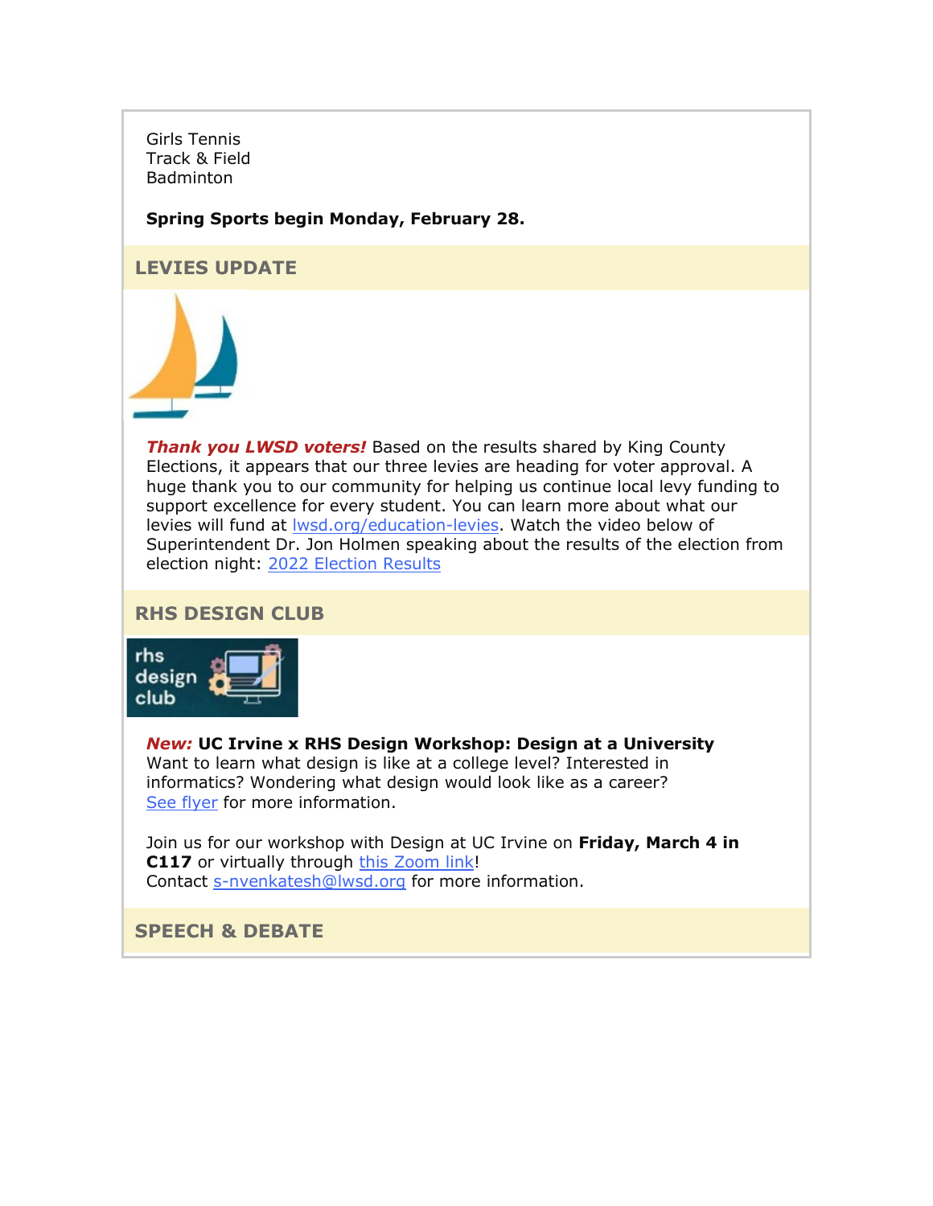Girls Tennis
Track & Field
Badminton

**Spring Sports begin Monday, February 28.**

## LEVIES UPDATE

***Thank you LWSD voters!*** Based on the results shared by King County Elections, it appears that our three levies are heading for voter approval. A huge thank you to our community for helping us continue local levy funding to support excellence for every student. You can learn more about what our levies will fund at lwsd.org/education-levies. Watch the video below of Superintendent Dr. Jon Holmen speaking about the results of the election from election night: 2022 Election Results

## RHS DESIGN CLUB

***New:*** **UC Irvine x RHS Design Workshop: Design at a University**
Want to learn what design is like at a college level? Interested in informatics? Wondering what design would look like as a career?
See flyer for more information.

Join us for our workshop with Design at UC Irvine on **Friday, March 4 in C117** or virtually through this Zoom link!
Contact s-nvenkatesh@lwsd.org for more information.

## SPEECH & DEBATE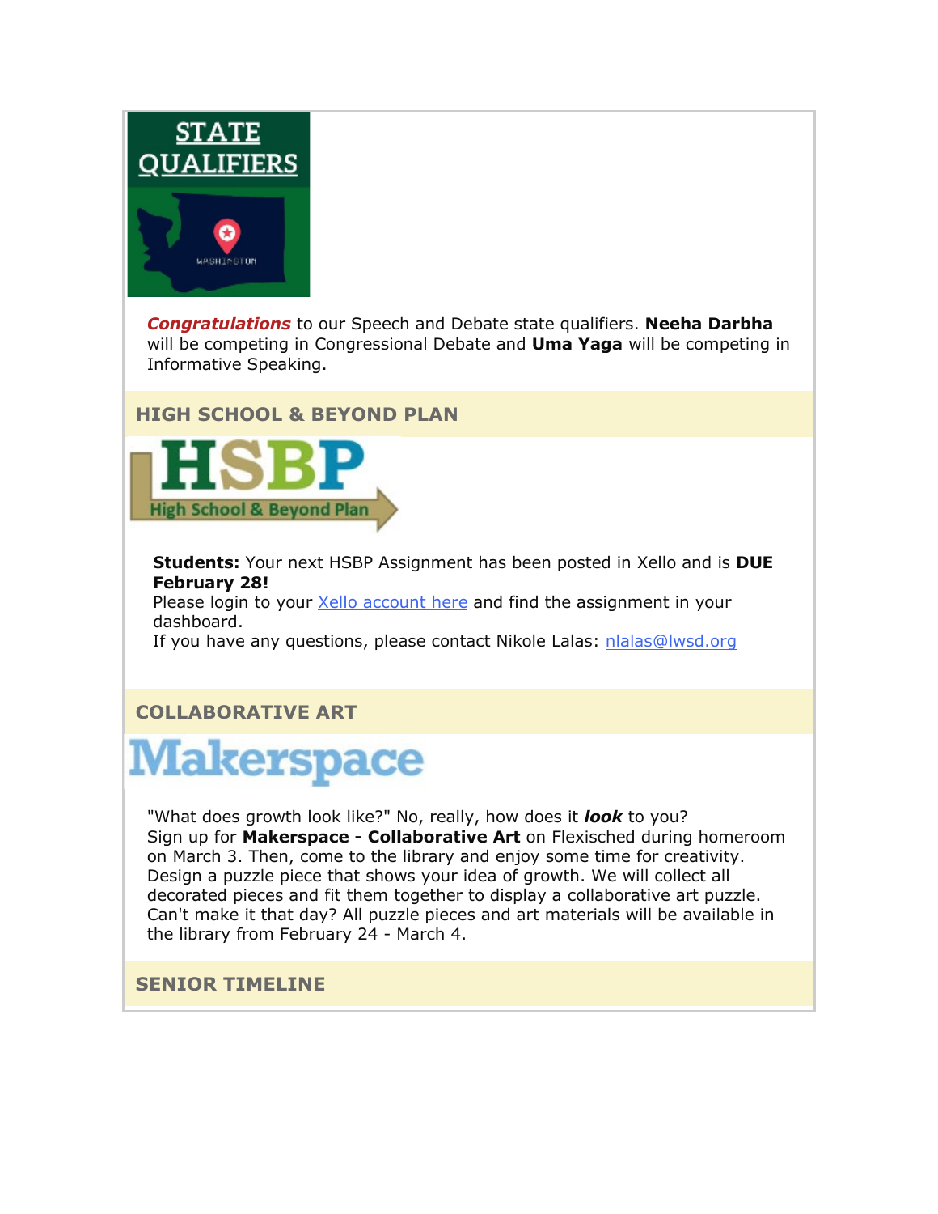***Congratulations*** to our Speech and Debate state qualifiers. **Neeha Darbha** will be competing in Congressional Debate and **Uma Yaga** will be competing in Informative Speaking.

## HIGH SCHOOL & BEYOND PLAN

**Students:** Your next HSBP Assignment has been posted in Xello and is **DUE February 28!**
Please login to your Xello account here and find the assignment in your dashboard.
If you have any questions, please contact Nikole Lalas: nlalas@lwsd.org

## COLLABORATIVE ART

"What does growth look like?" No, really, how does it ***look*** to you?
Sign up for **Makerspace - Collaborative Art** on Flexisched during homeroom on March 3. Then, come to the library and enjoy some time for creativity. Design a puzzle piece that shows your idea of growth. We will collect all decorated pieces and fit them together to display a collaborative art puzzle. Can't make it that day? All puzzle pieces and art materials will be available in the library from February 24 - March 4.

## SENIOR TIMELINE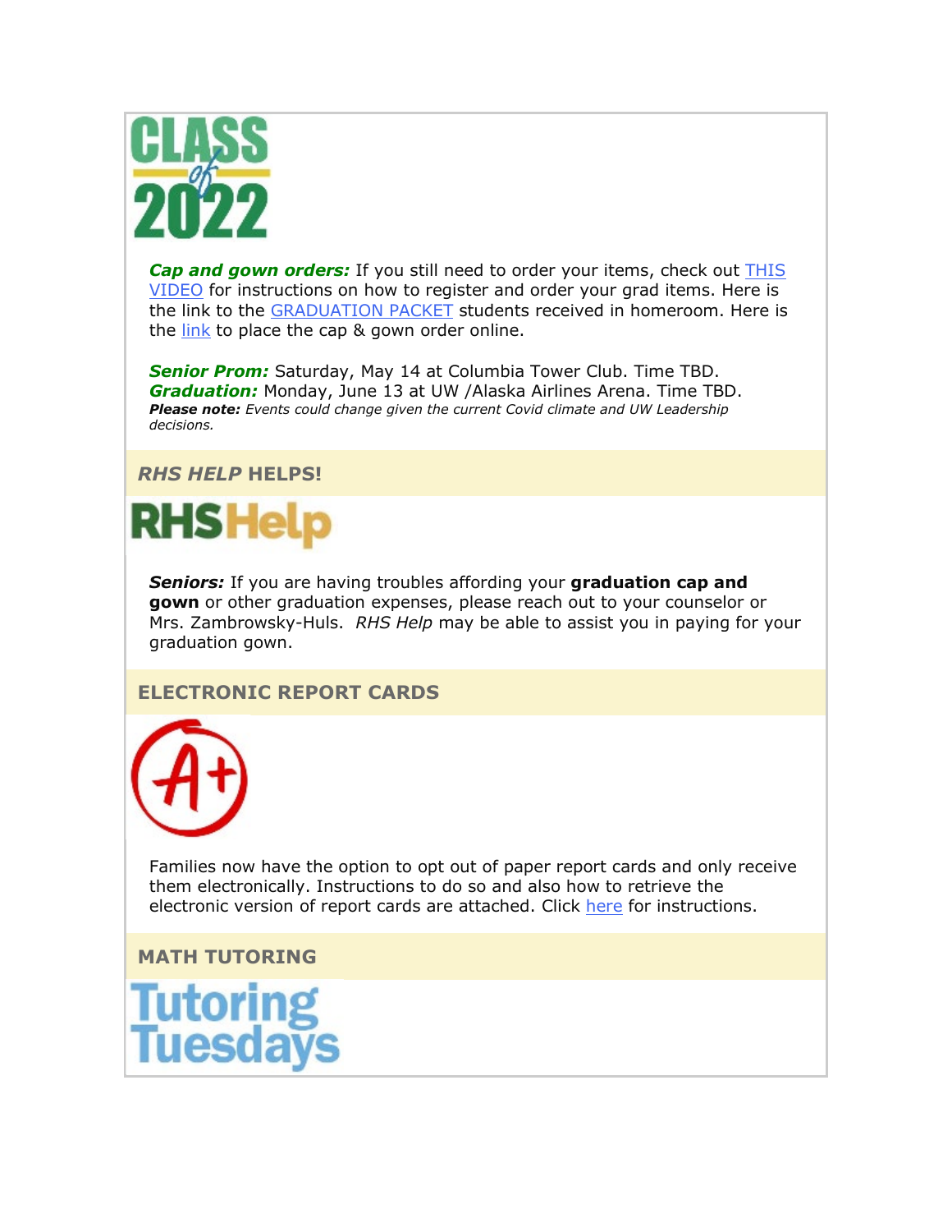**CLASS of 2022**

***Cap and gown orders:*** If you still need to order your items, check out THIS VIDEO for instructions on how to register and order your grad items. Here is the link to the GRADUATION PACKET students received in homeroom. Here is the link to place the cap & gown order online.

***Senior Prom:*** Saturday, May 14 at Columbia Tower Club. Time TBD.
***Graduation:*** Monday, June 13 at UW /Alaska Airlines Arena. Time TBD.
***Please note:*** *Events could change given the current Covid climate and UW Leadership decisions.*

## *RHS HELP* HELPS!

**RHSHelp**

***Seniors:*** If you are having troubles affording your **graduation cap and gown** or other graduation expenses, please reach out to your counselor or Mrs. Zambrowsky-Huls. *RHS Help* may be able to assist you in paying for your graduation gown.

## ELECTRONIC REPORT CARDS

Families now have the option to opt out of paper report cards and only receive them electronically. Instructions to do so and also how to retrieve the electronic version of report cards are attached. Click here for instructions.

## MATH TUTORING

**Tutoring Tuesdays**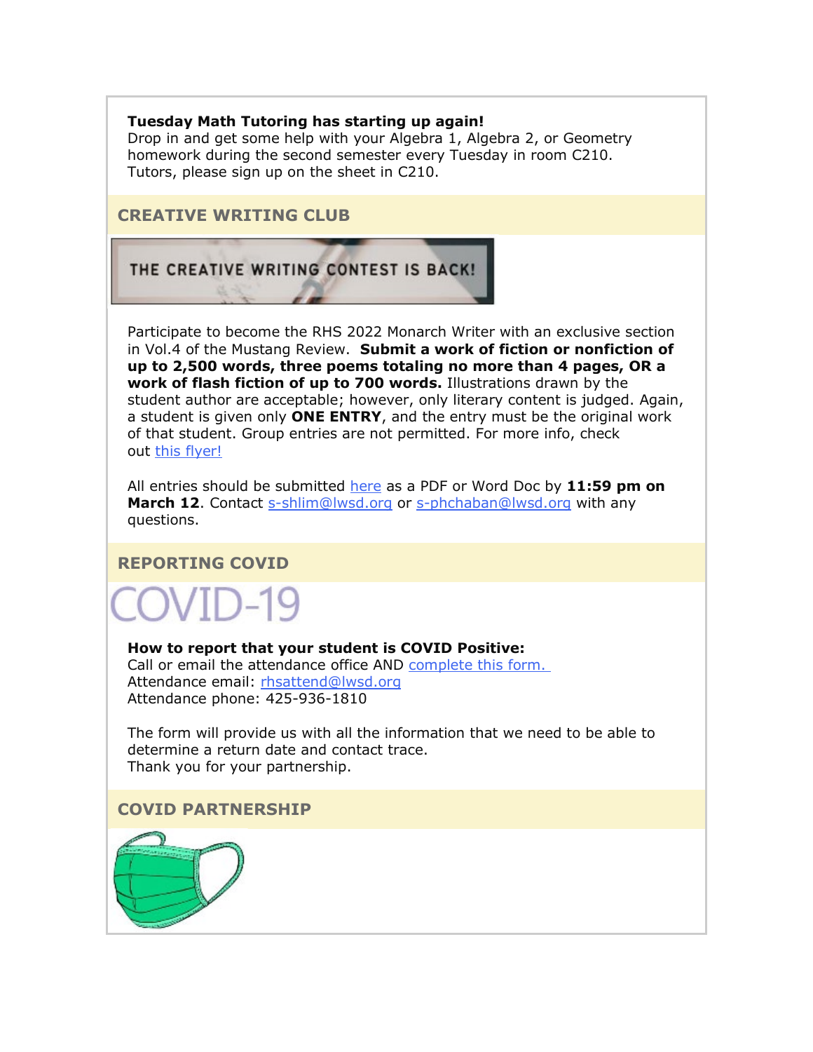**Tuesday Math Tutoring has starting up again!**
Drop in and get some help with your Algebra 1, Algebra 2, or Geometry homework during the second semester every Tuesday in room C210.
Tutors, please sign up on the sheet in C210.

## CREATIVE WRITING CLUB

THE CREATIVE WRITING CONTEST IS BACK!

Participate to become the RHS 2022 Monarch Writer with an exclusive section in Vol.4 of the Mustang Review. **Submit a work of fiction or nonfiction of up to 2,500 words, three poems totaling no more than 4 pages, OR a work of flash fiction of up to 700 words.** Illustrations drawn by the student author are acceptable; however, only literary content is judged. Again, a student is given only **ONE ENTRY**, and the entry must be the original work of that student. Group entries are not permitted. For more info, check out [this flyer!]

All entries should be submitted [here] as a PDF or Word Doc by **11:59 pm on March 12**. Contact s-shlim@lwsd.org or s-phchaban@lwsd.org with any questions.

## REPORTING COVID

COVID-19

**How to report that your student is COVID Positive:**
Call or email the attendance office AND [complete this form.]
Attendance email: rhsattend@lwsd.org
Attendance phone: 425-936-1810

The form will provide us with all the information that we need to be able to determine a return date and contact trace.
Thank you for your partnership.

## COVID PARTNERSHIP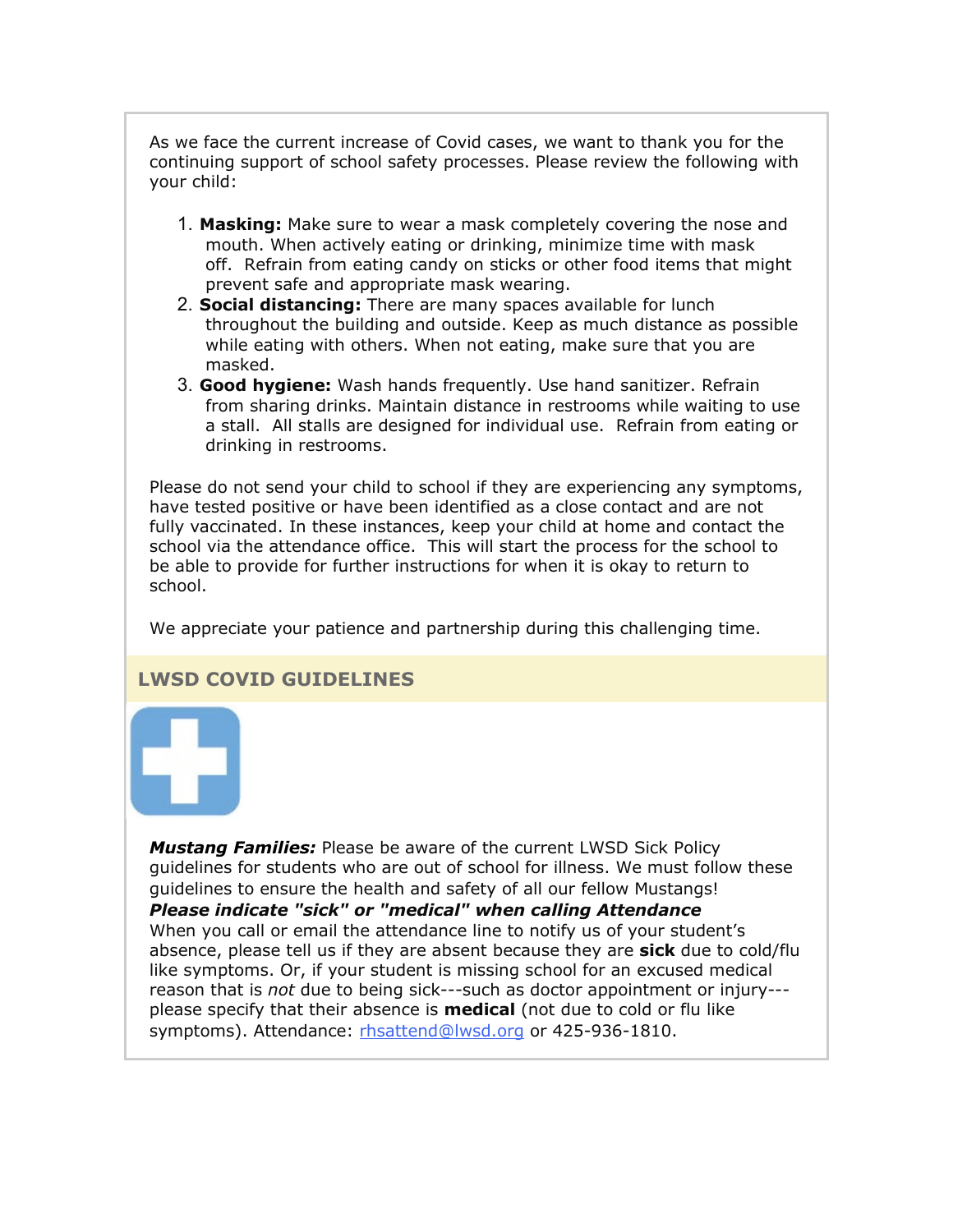As we face the current increase of Covid cases, we want to thank you for the continuing support of school safety processes. Please review the following with your child:

1. **Masking:** Make sure to wear a mask completely covering the nose and mouth. When actively eating or drinking, minimize time with mask off. Refrain from eating candy on sticks or other food items that might prevent safe and appropriate mask wearing.
2. **Social distancing:** There are many spaces available for lunch throughout the building and outside. Keep as much distance as possible while eating with others. When not eating, make sure that you are masked.
3. **Good hygiene:** Wash hands frequently. Use hand sanitizer. Refrain from sharing drinks. Maintain distance in restrooms while waiting to use a stall. All stalls are designed for individual use. Refrain from eating or drinking in restrooms.

Please do not send your child to school if they are experiencing any symptoms, have tested positive or have been identified as a close contact and are not fully vaccinated. In these instances, keep your child at home and contact the school via the attendance office. This will start the process for the school to be able to provide for further instructions for when it is okay to return to school.

We appreciate your patience and partnership during this challenging time.

## LWSD COVID GUIDELINES

***Mustang Families:*** Please be aware of the current LWSD Sick Policy guidelines for students who are out of school for illness. We must follow these guidelines to ensure the health and safety of all our fellow Mustangs!

***Please indicate "sick" or "medical" when calling Attendance***

When you call or email the attendance line to notify us of your student's absence, please tell us if they are absent because they are **sick** due to cold/flu like symptoms. Or, if your student is missing school for an excused medical reason that is *not* due to being sick---such as doctor appointment or injury---please specify that their absence is **medical** (not due to cold or flu like symptoms). Attendance: rhsattend@lwsd.org or 425-936-1810.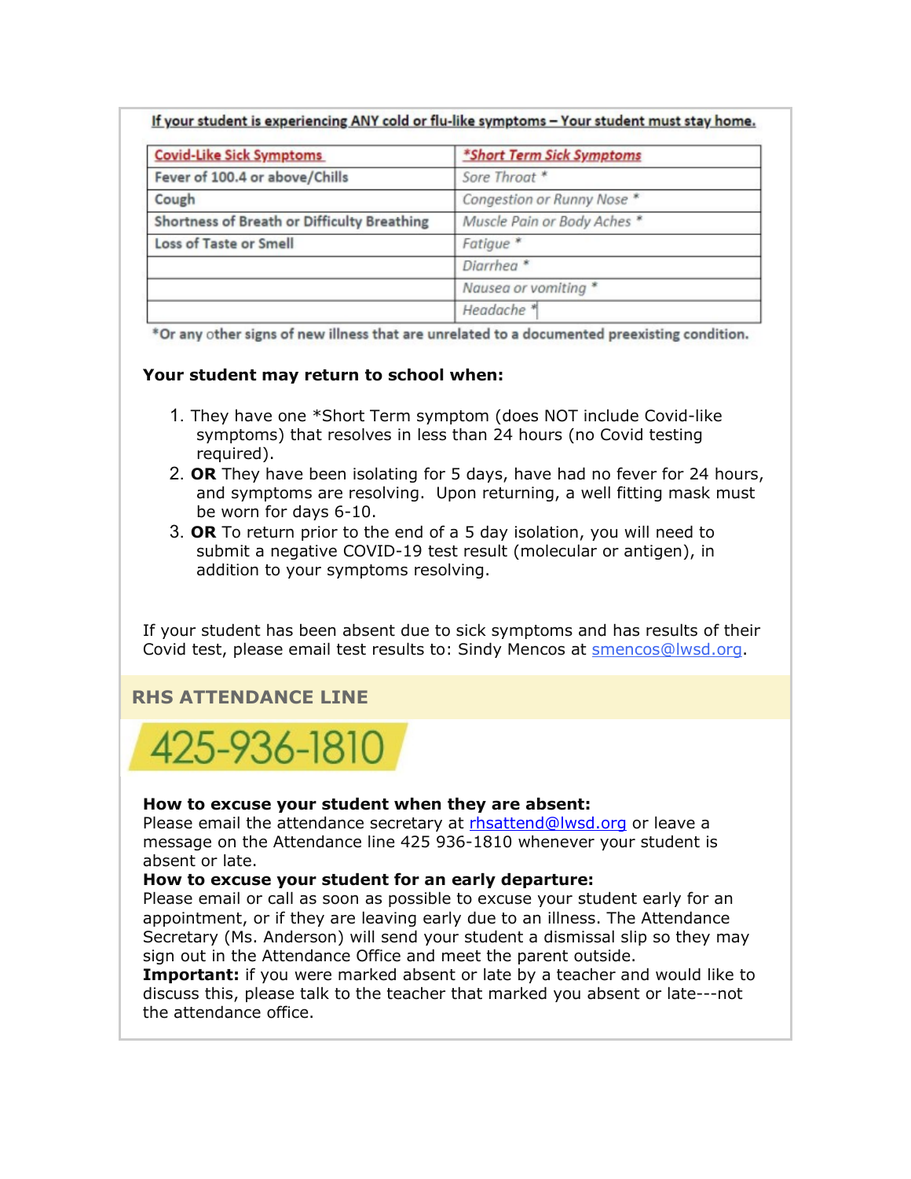**If your student is experiencing ANY cold or flu-like symptoms – Your student must stay home.**

| Covid-Like Sick Symptoms | *Short Term Sick Symptoms |
| --- | --- |
| Fever of 100.4 or above/Chills | *Sore Throat* * |
| Cough | *Congestion or Runny Nose* * |
| Shortness of Breath or Difficulty Breathing | *Muscle Pain or Body Aches* * |
| Loss of Taste or Smell | *Fatigue* * |
| | *Diarrhea* * |
| | *Nausea or vomiting* * |
| | *Headache* * |

*Or any other signs of new illness that are unrelated to a documented preexisting condition.

**Your student may return to school when:**

1. They have one *Short Term symptom (does NOT include Covid-like symptoms) that resolves in less than 24 hours (no Covid testing required).
2. **OR** They have been isolating for 5 days, have had no fever for 24 hours, and symptoms are resolving. Upon returning, a well fitting mask must be worn for days 6-10.
3. **OR** To return prior to the end of a 5 day isolation, you will need to submit a negative COVID-19 test result (molecular or antigen), in addition to your symptoms resolving.

If your student has been absent due to sick symptoms and has results of their Covid test, please email test results to: Sindy Mencos at smencos@lwsd.org.

## RHS ATTENDANCE LINE

# 425-936-1810

**How to excuse your student when they are absent:**
Please email the attendance secretary at rhsattend@lwsd.org or leave a message on the Attendance line 425 936-1810 whenever your student is absent or late.

**How to excuse your student for an early departure:**
Please email or call as soon as possible to excuse your student early for an appointment, or if they are leaving early due to an illness. The Attendance Secretary (Ms. Anderson) will send your student a dismissal slip so they may sign out in the Attendance Office and meet the parent outside.

**Important:** if you were marked absent or late by a teacher and would like to discuss this, please talk to the teacher that marked you absent or late---not the attendance office.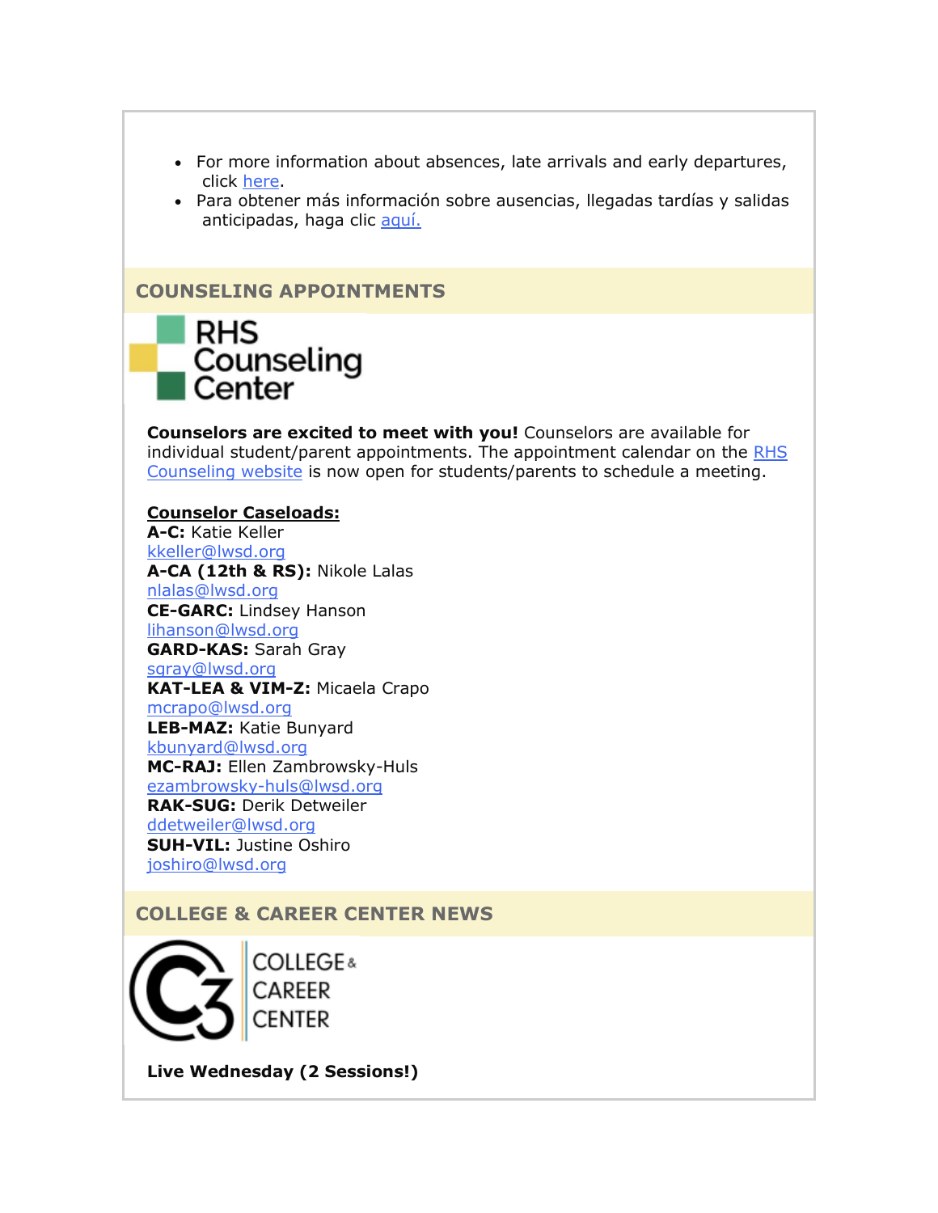- For more information about absences, late arrivals and early departures, click here.
- Para obtener más información sobre ausencias, llegadas tardías y salidas anticipadas, haga clic aquí.

## COUNSELING APPOINTMENTS

RHS Counseling Center

**Counselors are excited to meet with you!** Counselors are available for individual student/parent appointments. The appointment calendar on the RHS Counseling website is now open for students/parents to schedule a meeting.

**Counselor Caseloads:**
**A-C:** Katie Keller
kkeller@lwsd.org
**A-CA (12th & RS):** Nikole Lalas
nlalas@lwsd.org
**CE-GARC:** Lindsey Hanson
lihanson@lwsd.org
**GARD-KAS:** Sarah Gray
sgray@lwsd.org
**KAT-LEA & VIM-Z:** Micaela Crapo
mcrapo@lwsd.org
**LEB-MAZ:** Katie Bunyard
kbunyard@lwsd.org
**MC-RAJ:** Ellen Zambrowsky-Huls
ezambrowsky-huls@lwsd.org
**RAK-SUG:** Derik Detweiler
ddetweiler@lwsd.org
**SUH-VIL:** Justine Oshiro
joshiro@lwsd.org

## COLLEGE & CAREER CENTER NEWS

C3 COLLEGE & CAREER CENTER

**Live Wednesday (2 Sessions!)**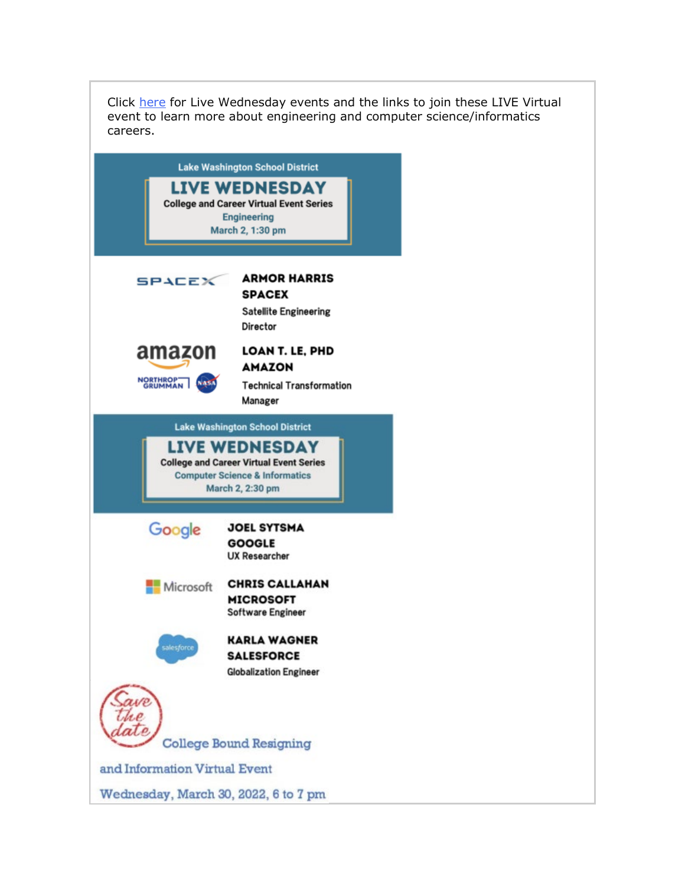Click here for Live Wednesday events and the links to join these LIVE Virtual event to learn more about engineering and computer science/informatics careers.

Lake Washington School District

## LIVE WEDNESDAY

**College and Career Virtual Event Series**

Engineering

March 2, 1:30 pm

SPACEX

**ARMOR HARRIS**
**SPACEX**
Satellite Engineering Director

amazon
NORTHROP GRUMMAN
NASA

**LOAN T. LE, PHD**
**AMAZON**
Technical Transformation Manager

Lake Washington School District

## LIVE WEDNESDAY

**College and Career Virtual Event Series**

Computer Science & Informatics

March 2, 2:30 pm

Google

**JOEL SYTSMA**
**GOOGLE**
UX Researcher

Microsoft

**CHRIS CALLAHAN**
**MICROSOFT**
Software Engineer

salesforce

**KARLA WAGNER**
**SALESFORCE**
Globalization Engineer

Save the date

College Bound Resigning and Information Virtual Event

Wednesday, March 30, 2022, 6 to 7 pm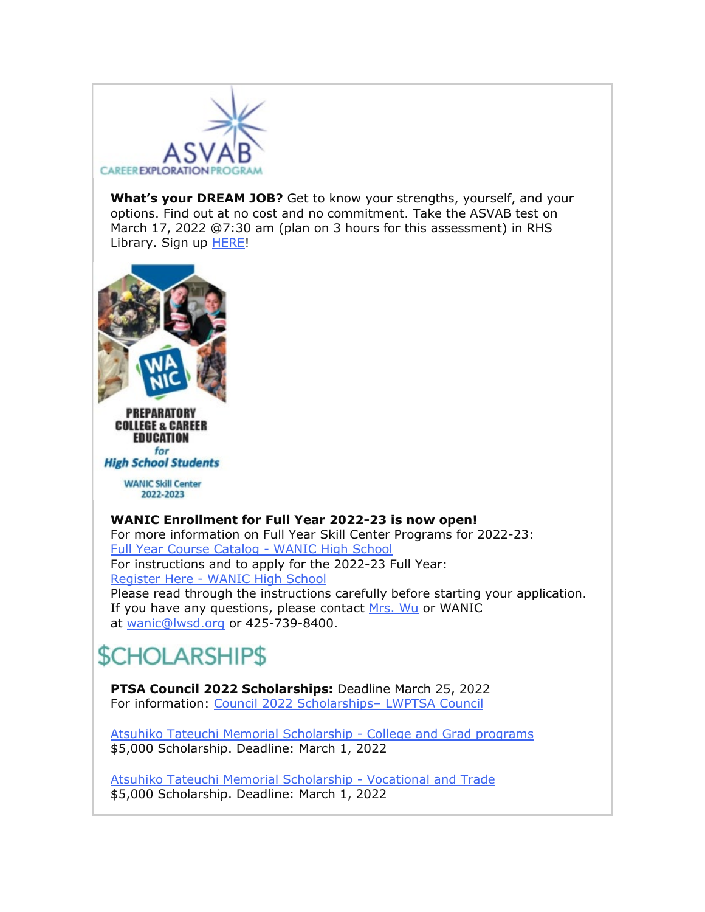ASVAB CAREER EXPLORATION PROGRAM

**What's your DREAM JOB?** Get to know your strengths, yourself, and your options. Find out at no cost and no commitment. Take the ASVAB test on March 17, 2022 @7:30 am (plan on 3 hours for this assessment) in RHS Library. Sign up HERE!

WA NIC
PREPARATORY COLLEGE & CAREER EDUCATION *for* *High School Students*
WANIC Skill Center 2022-2023

**WANIC Enrollment for Full Year 2022-23 is now open!**
For more information on Full Year Skill Center Programs for 2022-23:
Full Year Course Catalog - WANIC High School
For instructions and to apply for the 2022-23 Full Year:
Register Here - WANIC High School
Please read through the instructions carefully before starting your application.
If you have any questions, please contact Mrs. Wu or WANIC at wanic@lwsd.org or 425-739-8400.

# $CHOLARSHIP$

**PTSA Council 2022 Scholarships:** Deadline March 25, 2022
For information: Council 2022 Scholarships– LWPTSA Council

Atsuhiko Tateuchi Memorial Scholarship - College and Grad programs
$5,000 Scholarship. Deadline: March 1, 2022

Atsuhiko Tateuchi Memorial Scholarship - Vocational and Trade
$5,000 Scholarship. Deadline: March 1, 2022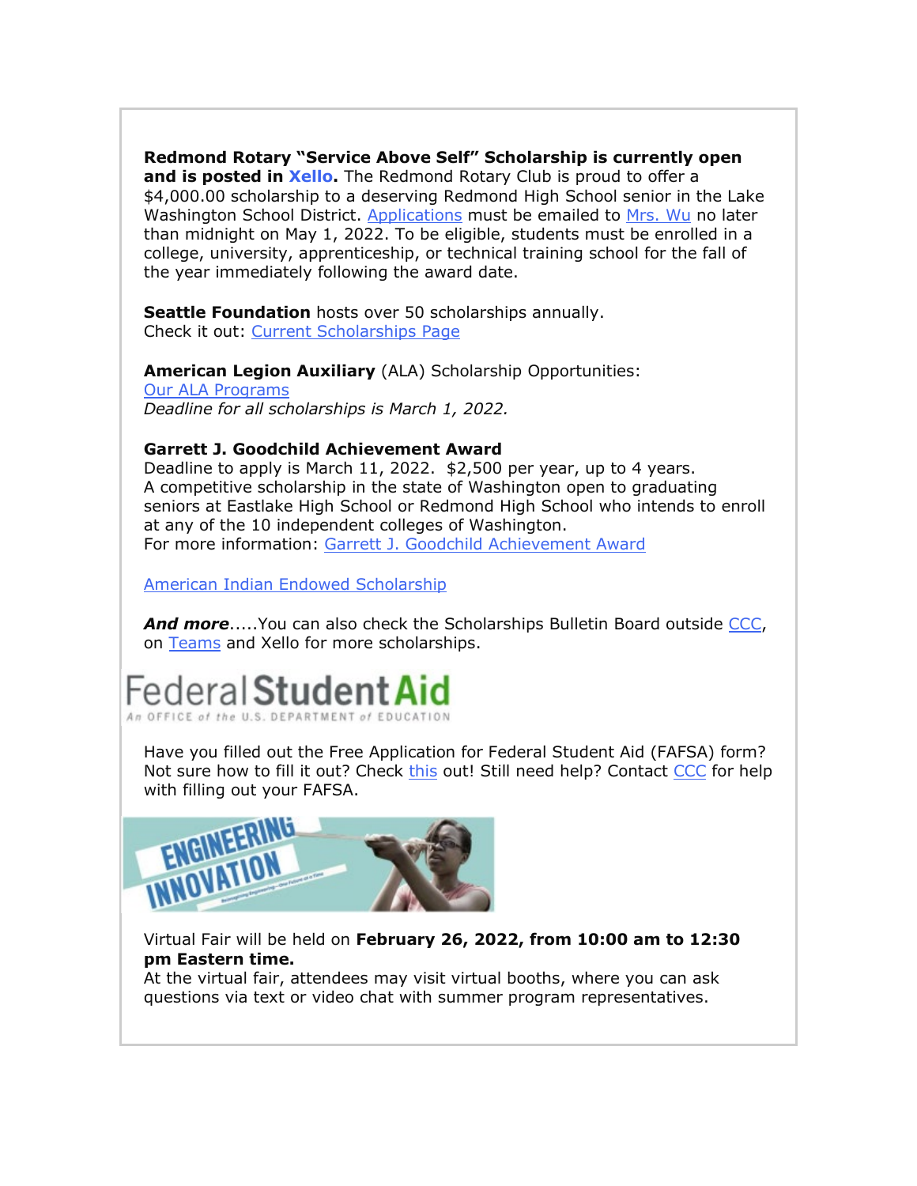**Redmond Rotary "Service Above Self" Scholarship is currently open and is posted in Xello.** The Redmond Rotary Club is proud to offer a $4,000.00 scholarship to a deserving Redmond High School senior in the Lake Washington School District. Applications must be emailed to Mrs. Wu no later than midnight on May 1, 2022. To be eligible, students must be enrolled in a college, university, apprenticeship, or technical training school for the fall of the year immediately following the award date.

**Seattle Foundation** hosts over 50 scholarships annually.
Check it out: Current Scholarships Page

**American Legion Auxiliary** (ALA) Scholarship Opportunities:
Our ALA Programs
*Deadline for all scholarships is March 1, 2022.*

**Garrett J. Goodchild Achievement Award**
Deadline to apply is March 11, 2022. $2,500 per year, up to 4 years.
A competitive scholarship in the state of Washington open to graduating seniors at Eastlake High School or Redmond High School who intends to enroll at any of the 10 independent colleges of Washington.
For more information: Garrett J. Goodchild Achievement Award

American Indian Endowed Scholarship

***And more*****.....**You can also check the Scholarships Bulletin Board outside CCC, on Teams and Xello for more scholarships.

Federal Student Aid
An OFFICE of the U.S. DEPARTMENT of EDUCATION

Have you filled out the Free Application for Federal Student Aid (FAFSA) form? Not sure how to fill it out? Check this out! Still need help? Contact CCC for help with filling out your FAFSA.

ENGINEERING INNOVATION

Virtual Fair will be held on **February 26, 2022, from 10:00 am to 12:30 pm Eastern time.**
At the virtual fair, attendees may visit virtual booths, where you can ask questions via text or video chat with summer program representatives.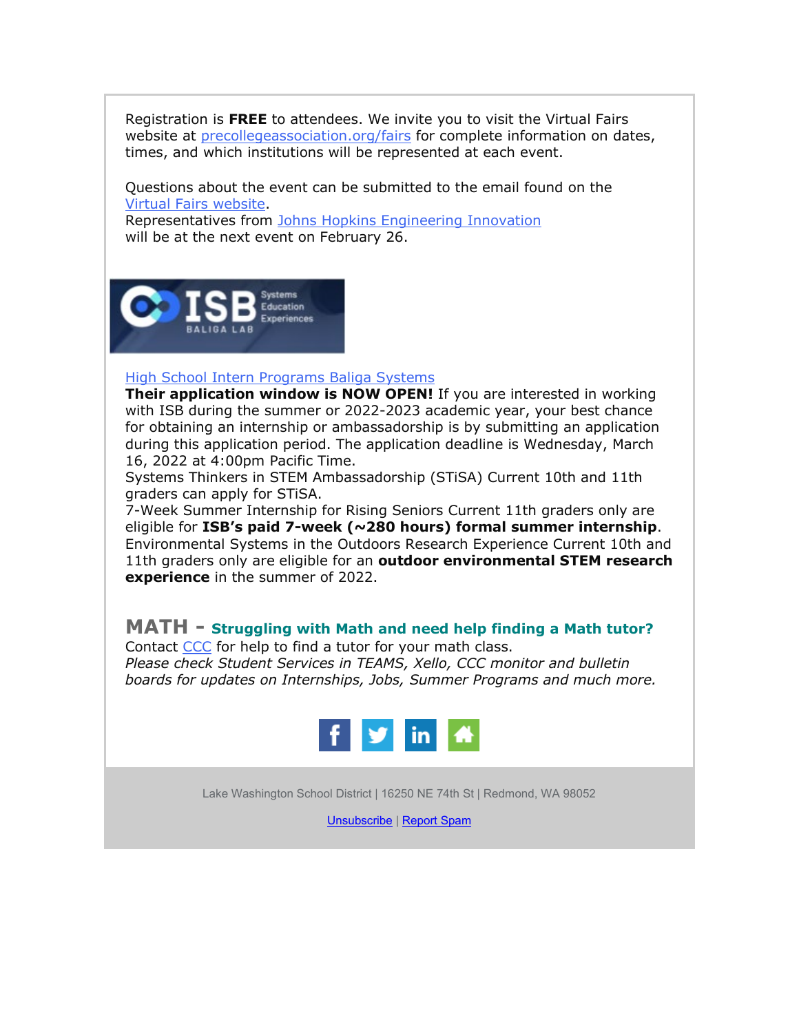Registration is **FREE** to attendees. We invite you to visit the Virtual Fairs website at precollegeassociation.org/fairs for complete information on dates, times, and which institutions will be represented at each event.

Questions about the event can be submitted to the email found on the Virtual Fairs website.
Representatives from Johns Hopkins Engineering Innovation will be at the next event on February 26.

High School Intern Programs Baliga Systems
**Their application window is NOW OPEN!** If you are interested in working with ISB during the summer or 2022-2023 academic year, your best chance for obtaining an internship or ambassadorship is by submitting an application during this application period. The application deadline is Wednesday, March 16, 2022 at 4:00pm Pacific Time.
Systems Thinkers in STEM Ambassadorship (STiSA) Current 10th and 11th graders can apply for STiSA.
7-Week Summer Internship for Rising Seniors Current 11th graders only are eligible for **ISB's paid 7-week (~280 hours) formal summer internship**.
Environmental Systems in the Outdoors Research Experience Current 10th and 11th graders only are eligible for an **outdoor environmental STEM research experience** in the summer of 2022.

## MATH - **Struggling with Math and need help finding a Math tutor?**

Contact CCC for help to find a tutor for your math class.
*Please check Student Services in TEAMS, Xello, CCC monitor and bulletin boards for updates on Internships, Jobs, Summer Programs and much more.*

Lake Washington School District | 16250 NE 74th St | Redmond, WA 98052

Unsubscribe | Report Spam